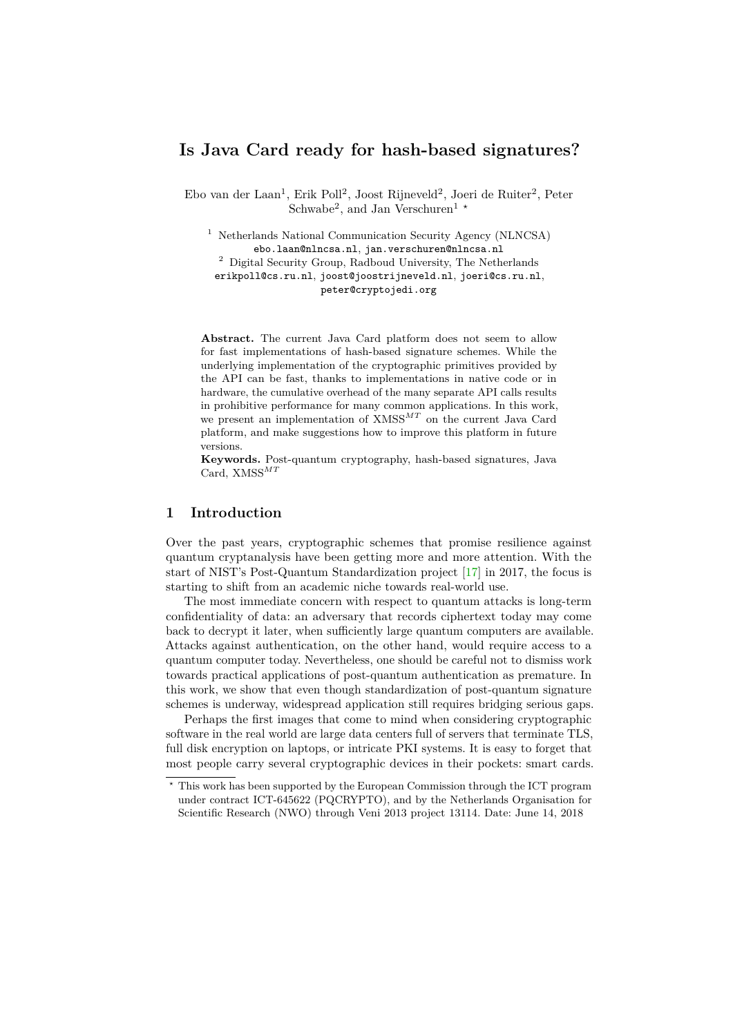# Is Java Card ready for hash-based signatures?

Ebo van der Laan[1], Erik Poll[2], Joost Rijneveld[2], Joeri de Ruiter[2], Peter Schwabe[2], and Jan Verschuren[1] *

[1] Netherlands National Communication Security Agency (NLNCSA)
ebo.laan@nlncsa.nl, jan.verschuren@nlncsa.nl

[2] Digital Security Group, Radboud University, The Netherlands
erikpoll@cs.ru.nl, joost@joostrijneveld.nl, joeri@cs.ru.nl, peter@cryptojedi.org

**Abstract.** The current Java Card platform does not seem to allow for fast implementations of hash-based signature schemes. While the underlying implementation of the cryptographic primitives provided by the API can be fast, thanks to implementations in native code or in hardware, the cumulative overhead of the many separate API calls results in prohibitive performance for many common applications. In this work, we present an implementation of XMSS$^{MT}$ on the current Java Card platform, and make suggestions how to improve this platform in future versions.

**Keywords.** Post-quantum cryptography, hash-based signatures, Java Card, XMSS$^{MT}$

## 1 Introduction

Over the past years, cryptographic schemes that promise resilience against quantum cryptanalysis have been getting more and more attention. With the start of NIST's Post-Quantum Standardization project [17] in 2017, the focus is starting to shift from an academic niche towards real-world use.

The most immediate concern with respect to quantum attacks is long-term confidentiality of data: an adversary that records ciphertext today may come back to decrypt it later, when sufficiently large quantum computers are available. Attacks against authentication, on the other hand, would require access to a quantum computer today. Nevertheless, one should be careful not to dismiss work towards practical applications of post-quantum authentication as premature. In this work, we show that even though standardization of post-quantum signature schemes is underway, widespread application still requires bridging serious gaps.

Perhaps the first images that come to mind when considering cryptographic software in the real world are large data centers full of servers that terminate TLS, full disk encryption on laptops, or intricate PKI systems. It is easy to forget that most people carry several cryptographic devices in their pockets: smart cards.

* This work has been supported by the European Commission through the ICT program under contract ICT-645622 (PQCRYPTO), and by the Netherlands Organisation for Scientific Research (NWO) through Veni 2013 project 13114. Date: June 14, 2018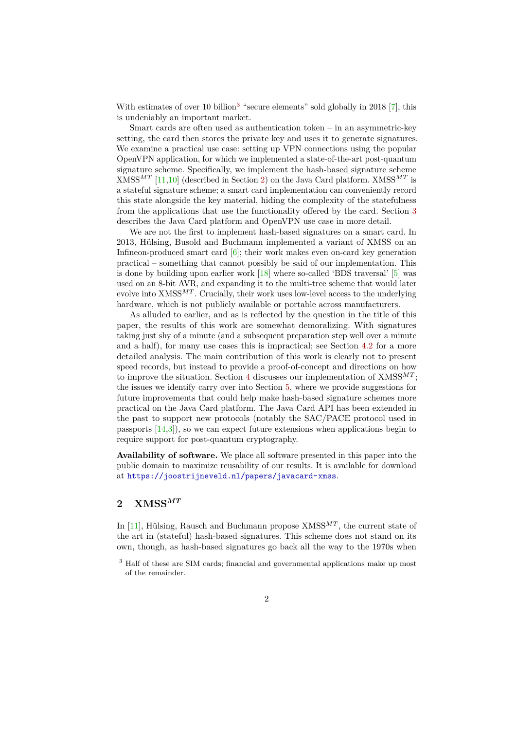With estimates of over 10 billion[3] "secure elements" sold globally in 2018 [7], this is undeniably an important market.

Smart cards are often used as authentication token – in an asymmetric-key setting, the card then stores the private key and uses it to generate signatures. We examine a practical use case: setting up VPN connections using the popular OpenVPN application, for which we implemented a state-of-the-art post-quantum signature scheme. Specifically, we implement the hash-based signature scheme XMSS$^{MT}$ [11,10] (described in Section 2) on the Java Card platform. XMSS$^{MT}$ is a stateful signature scheme; a smart card implementation can conveniently record this state alongside the key material, hiding the complexity of the statefulness from the applications that use the functionality offered by the card. Section 3 describes the Java Card platform and OpenVPN use case in more detail.

We are not the first to implement hash-based signatures on a smart card. In 2013, Hülsing, Busold and Buchmann implemented a variant of XMSS on an Infineon-produced smart card [6]; their work makes even on-card key generation practical – something that cannot possibly be said of our implementation. This is done by building upon earlier work [18] where so-called 'BDS traversal' [5] was used on an 8-bit AVR, and expanding it to the multi-tree scheme that would later evolve into XMSS$^{MT}$. Crucially, their work uses low-level access to the underlying hardware, which is not publicly available or portable across manufacturers.

As alluded to earlier, and as is reflected by the question in the title of this paper, the results of this work are somewhat demoralizing. With signatures taking just shy of a minute (and a subsequent preparation step well over a minute and a half), for many use cases this is impractical; see Section 4.2 for a more detailed analysis. The main contribution of this work is clearly not to present speed records, but instead to provide a proof-of-concept and directions on how to improve the situation. Section 4 discusses our implementation of XMSS$^{MT}$; the issues we identify carry over into Section 5, where we provide suggestions for future improvements that could help make hash-based signature schemes more practical on the Java Card platform. The Java Card API has been extended in the past to support new protocols (notably the SAC/PACE protocol used in passports [14,3]), so we can expect future extensions when applications begin to require support for post-quantum cryptography.

**Availability of software.** We place all software presented in this paper into the public domain to maximize reusability of our results. It is available for download at https://joostrijneveld.nl/papers/javacard-xmss.

## 2 XMSS$^{MT}$

In [11], Hülsing, Rausch and Buchmann propose XMSS$^{MT}$, the current state of the art in (stateful) hash-based signatures. This scheme does not stand on its own, though, as hash-based signatures go back all the way to the 1970s when

[3] Half of these are SIM cards; financial and governmental applications make up most of the remainder.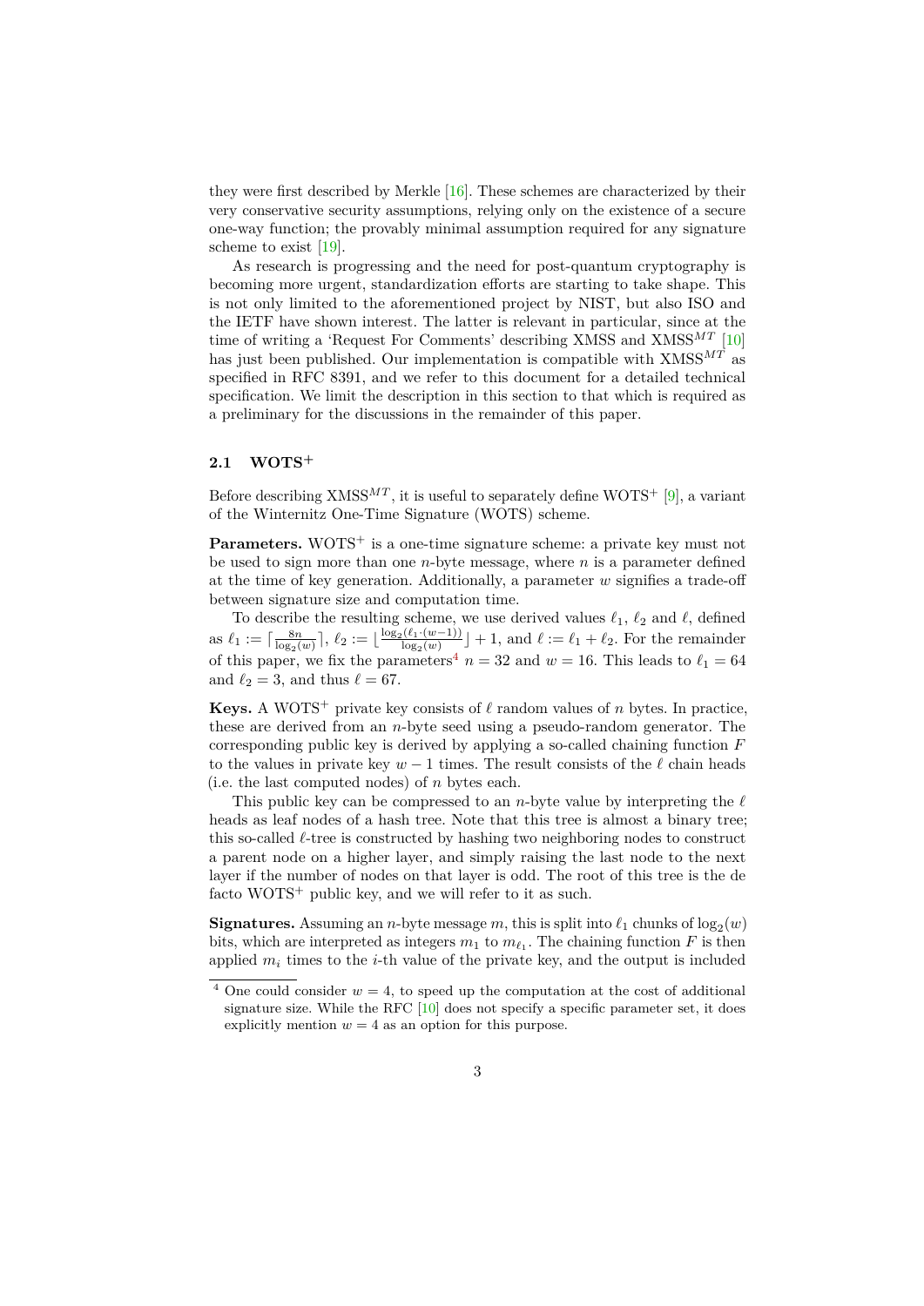they were first described by Merkle [16]. These schemes are characterized by their very conservative security assumptions, relying only on the existence of a secure one-way function; the provably minimal assumption required for any signature scheme to exist [19].

As research is progressing and the need for post-quantum cryptography is becoming more urgent, standardization efforts are starting to take shape. This is not only limited to the aforementioned project by NIST, but also ISO and the IETF have shown interest. The latter is relevant in particular, since at the time of writing a 'Request For Comments' describing XMSS and XMSS$^{MT}$ [10] has just been published. Our implementation is compatible with XMSS$^{MT}$ as specified in RFC 8391, and we refer to this document for a detailed technical specification. We limit the description in this section to that which is required as a preliminary for the discussions in the remainder of this paper.

### 2.1 WOTS$^+$

Before describing XMSS$^{MT}$, it is useful to separately define WOTS$^+$ [9], a variant of the Winternitz One-Time Signature (WOTS) scheme.

**Parameters.** WOTS$^+$ is a one-time signature scheme: a private key must not be used to sign more than one $n$-byte message, where $n$ is a parameter defined at the time of key generation. Additionally, a parameter $w$ signifies a trade-off between signature size and computation time.

To describe the resulting scheme, we use derived values $\ell_1$, $\ell_2$ and $\ell$, defined as $\ell_1 := \lceil \frac{8n}{\log_2(w)} \rceil$, $\ell_2 := \lfloor \frac{\log_2(\ell_1 \cdot (w-1))}{\log_2(w)} \rfloor + 1$, and $\ell := \ell_1 + \ell_2$. For the remainder of this paper, we fix the parameters[4] $n = 32$ and $w = 16$. This leads to $\ell_1 = 64$ and $\ell_2 = 3$, and thus $\ell = 67$.

**Keys.** A WOTS$^+$ private key consists of $\ell$ random values of $n$ bytes. In practice, these are derived from an $n$-byte seed using a pseudo-random generator. The corresponding public key is derived by applying a so-called chaining function $F$ to the values in private key $w - 1$ times. The result consists of the $\ell$ chain heads (i.e. the last computed nodes) of $n$ bytes each.

This public key can be compressed to an $n$-byte value by interpreting the $\ell$ heads as leaf nodes of a hash tree. Note that this tree is almost a binary tree; this so-called $\ell$-tree is constructed by hashing two neighboring nodes to construct a parent node on a higher layer, and simply raising the last node to the next layer if the number of nodes on that layer is odd. The root of this tree is the de facto WOTS$^+$ public key, and we will refer to it as such.

**Signatures.** Assuming an $n$-byte message $m$, this is split into $\ell_1$ chunks of $\log_2(w)$ bits, which are interpreted as integers $m_1$ to $m_{\ell_1}$. The chaining function $F$ is then applied $m_i$ times to the $i$-th value of the private key, and the output is included

[4] One could consider $w = 4$, to speed up the computation at the cost of additional signature size. While the RFC [10] does not specify a specific parameter set, it does explicitly mention $w = 4$ as an option for this purpose.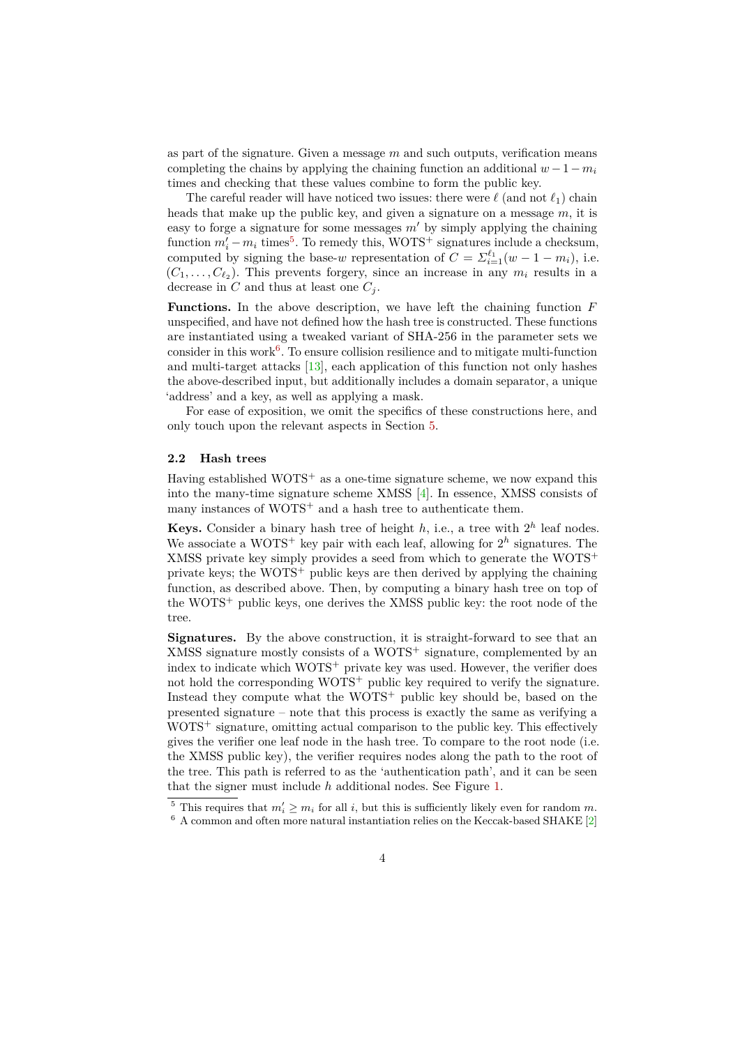as part of the signature. Given a message $m$ and such outputs, verification means completing the chains by applying the chaining function an additional $w - 1 - m_i$ times and checking that these values combine to form the public key.

The careful reader will have noticed two issues: there were $\ell$ (and not $\ell_1$) chain heads that make up the public key, and given a signature on a message $m$, it is easy to forge a signature for some messages $m'$ by simply applying the chaining function $m'_i - m_i$ times[5]. To remedy this, WOTS$^+$ signatures include a checksum, computed by signing the base-$w$ representation of $C = \Sigma_{i=1}^{\ell_1}(w - 1 - m_i)$, i.e. $(C_1, \ldots, C_{\ell_2})$. This prevents forgery, since an increase in any $m_i$ results in a decrease in $C$ and thus at least one $C_j$.

**Functions.** In the above description, we have left the chaining function $F$ unspecified, and have not defined how the hash tree is constructed. These functions are instantiated using a tweaked variant of SHA-256 in the parameter sets we consider in this work[6]. To ensure collision resilience and to mitigate multi-function and multi-target attacks [13], each application of this function not only hashes the above-described input, but additionally includes a domain separator, a unique 'address' and a key, as well as applying a mask.

For ease of exposition, we omit the specifics of these constructions here, and only touch upon the relevant aspects in Section 5.

### 2.2 Hash trees

Having established WOTS$^+$ as a one-time signature scheme, we now expand this into the many-time signature scheme XMSS [4]. In essence, XMSS consists of many instances of WOTS$^+$ and a hash tree to authenticate them.

**Keys.** Consider a binary hash tree of height $h$, i.e., a tree with $2^h$ leaf nodes. We associate a WOTS$^+$ key pair with each leaf, allowing for $2^h$ signatures. The XMSS private key simply provides a seed from which to generate the WOTS$^+$ private keys; the WOTS$^+$ public keys are then derived by applying the chaining function, as described above. Then, by computing a binary hash tree on top of the WOTS$^+$ public keys, one derives the XMSS public key: the root node of the tree.

**Signatures.** By the above construction, it is straight-forward to see that an XMSS signature mostly consists of a WOTS$^+$ signature, complemented by an index to indicate which WOTS$^+$ private key was used. However, the verifier does not hold the corresponding WOTS$^+$ public key required to verify the signature. Instead they compute what the WOTS$^+$ public key should be, based on the presented signature – note that this process is exactly the same as verifying a WOTS$^+$ signature, omitting actual comparison to the public key. This effectively gives the verifier one leaf node in the hash tree. To compare to the root node (i.e. the XMSS public key), the verifier requires nodes along the path to the root of the tree. This path is referred to as the 'authentication path', and it can be seen that the signer must include $h$ additional nodes. See Figure 1.

[5] This requires that $m'_i \geq m_i$ for all $i$, but this is sufficiently likely even for random $m$.

[6] A common and often more natural instantiation relies on the Keccak-based SHAKE [2]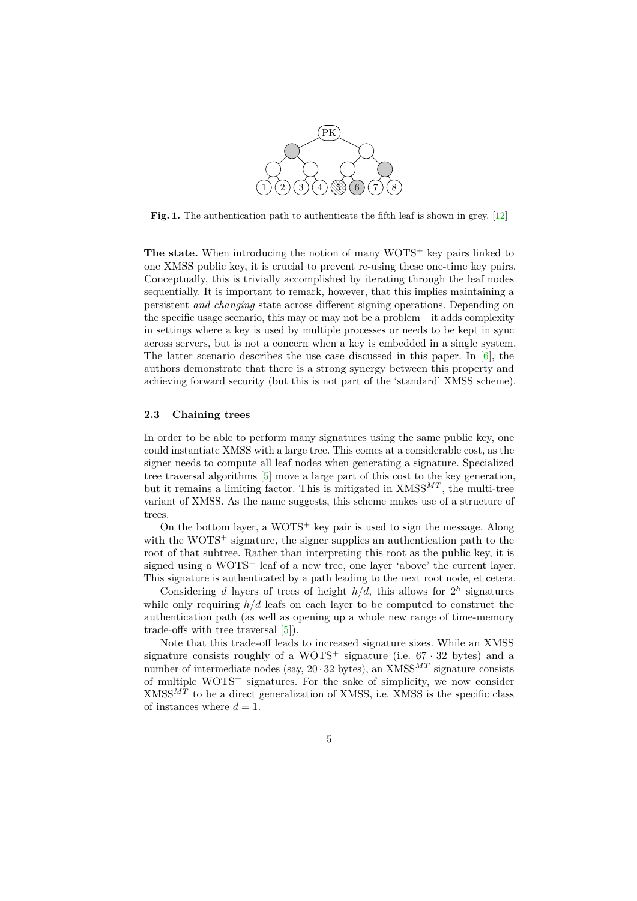**Fig. 1.** The authentication path to authenticate the fifth leaf is shown in grey. [12]

**The state.** When introducing the notion of many WOTS$^+$ key pairs linked to one XMSS public key, it is crucial to prevent re-using these one-time key pairs. Conceptually, this is trivially accomplished by iterating through the leaf nodes sequentially. It is important to remark, however, that this implies maintaining a persistent *and changing* state across different signing operations. Depending on the specific usage scenario, this may or may not be a problem – it adds complexity in settings where a key is used by multiple processes or needs to be kept in sync across servers, but is not a concern when a key is embedded in a single system. The latter scenario describes the use case discussed in this paper. In [6], the authors demonstrate that there is a strong synergy between this property and achieving forward security (but this is not part of the 'standard' XMSS scheme).

### 2.3 Chaining trees

In order to be able to perform many signatures using the same public key, one could instantiate XMSS with a large tree. This comes at a considerable cost, as the signer needs to compute all leaf nodes when generating a signature. Specialized tree traversal algorithms [5] move a large part of this cost to the key generation, but it remains a limiting factor. This is mitigated in XMSS$^{MT}$, the multi-tree variant of XMSS. As the name suggests, this scheme makes use of a structure of trees.

On the bottom layer, a WOTS$^+$ key pair is used to sign the message. Along with the WOTS$^+$ signature, the signer supplies an authentication path to the root of that subtree. Rather than interpreting this root as the public key, it is signed using a WOTS$^+$ leaf of a new tree, one layer 'above' the current layer. This signature is authenticated by a path leading to the next root node, et cetera.

Considering $d$ layers of trees of height $h/d$, this allows for $2^h$ signatures while only requiring $h/d$ leafs on each layer to be computed to construct the authentication path (as well as opening up a whole new range of time-memory trade-offs with tree traversal [5]).

Note that this trade-off leads to increased signature sizes. While an XMSS signature consists roughly of a WOTS$^+$ signature (i.e. $67 \cdot 32$ bytes) and a number of intermediate nodes (say, $20 \cdot 32$ bytes), an XMSS$^{MT}$ signature consists of multiple WOTS$^+$ signatures. For the sake of simplicity, we now consider XMSS$^{MT}$ to be a direct generalization of XMSS, i.e. XMSS is the specific class of instances where $d = 1$.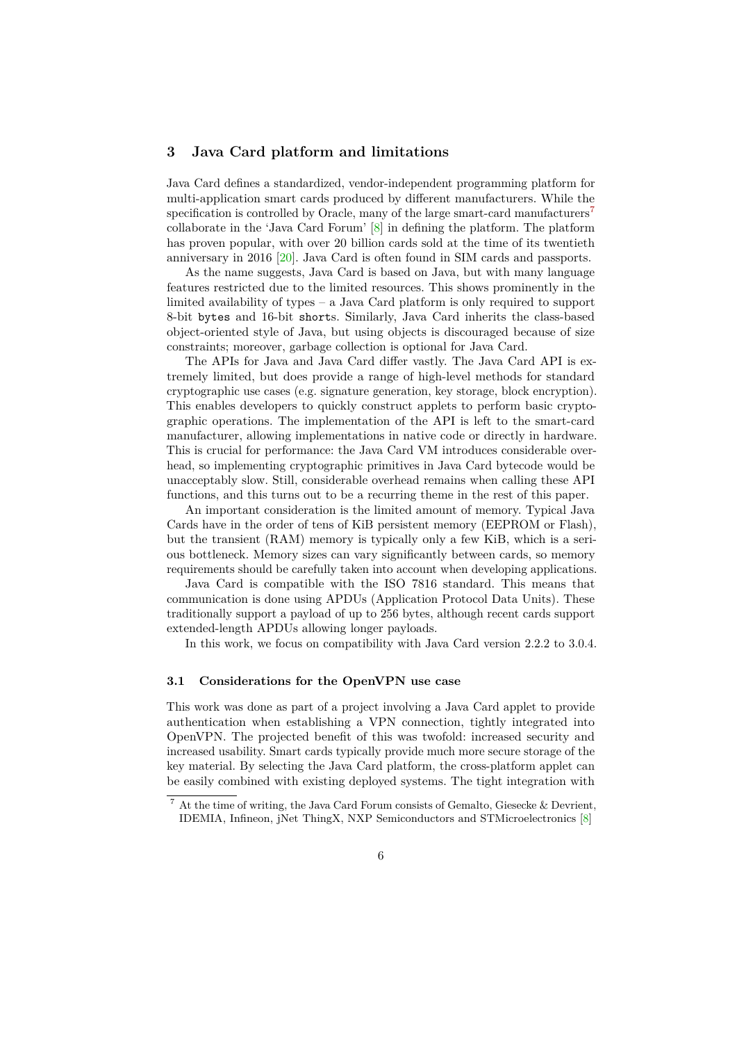## 3 Java Card platform and limitations

Java Card defines a standardized, vendor-independent programming platform for multi-application smart cards produced by different manufacturers. While the specification is controlled by Oracle, many of the large smart-card manufacturers[7] collaborate in the 'Java Card Forum' [8] in defining the platform. The platform has proven popular, with over 20 billion cards sold at the time of its twentieth anniversary in 2016 [20]. Java Card is often found in SIM cards and passports.

As the name suggests, Java Card is based on Java, but with many language features restricted due to the limited resources. This shows prominently in the limited availability of types – a Java Card platform is only required to support 8-bit `bytes` and 16-bit `shorts`. Similarly, Java Card inherits the class-based object-oriented style of Java, but using objects is discouraged because of size constraints; moreover, garbage collection is optional for Java Card.

The APIs for Java and Java Card differ vastly. The Java Card API is extremely limited, but does provide a range of high-level methods for standard cryptographic use cases (e.g. signature generation, key storage, block encryption). This enables developers to quickly construct applets to perform basic cryptographic operations. The implementation of the API is left to the smart-card manufacturer, allowing implementations in native code or directly in hardware. This is crucial for performance: the Java Card VM introduces considerable overhead, so implementing cryptographic primitives in Java Card bytecode would be unacceptably slow. Still, considerable overhead remains when calling these API functions, and this turns out to be a recurring theme in the rest of this paper.

An important consideration is the limited amount of memory. Typical Java Cards have in the order of tens of KiB persistent memory (EEPROM or Flash), but the transient (RAM) memory is typically only a few KiB, which is a serious bottleneck. Memory sizes can vary significantly between cards, so memory requirements should be carefully taken into account when developing applications.

Java Card is compatible with the ISO 7816 standard. This means that communication is done using APDUs (Application Protocol Data Units). These traditionally support a payload of up to 256 bytes, although recent cards support extended-length APDUs allowing longer payloads.

In this work, we focus on compatibility with Java Card version 2.2.2 to 3.0.4.

### 3.1 Considerations for the OpenVPN use case

This work was done as part of a project involving a Java Card applet to provide authentication when establishing a VPN connection, tightly integrated into OpenVPN. The projected benefit of this was twofold: increased security and increased usability. Smart cards typically provide much more secure storage of the key material. By selecting the Java Card platform, the cross-platform applet can be easily combined with existing deployed systems. The tight integration with

[7] At the time of writing, the Java Card Forum consists of Gemalto, Giesecke & Devrient, IDEMIA, Infineon, jNet ThingX, NXP Semiconductors and STMicroelectronics [8]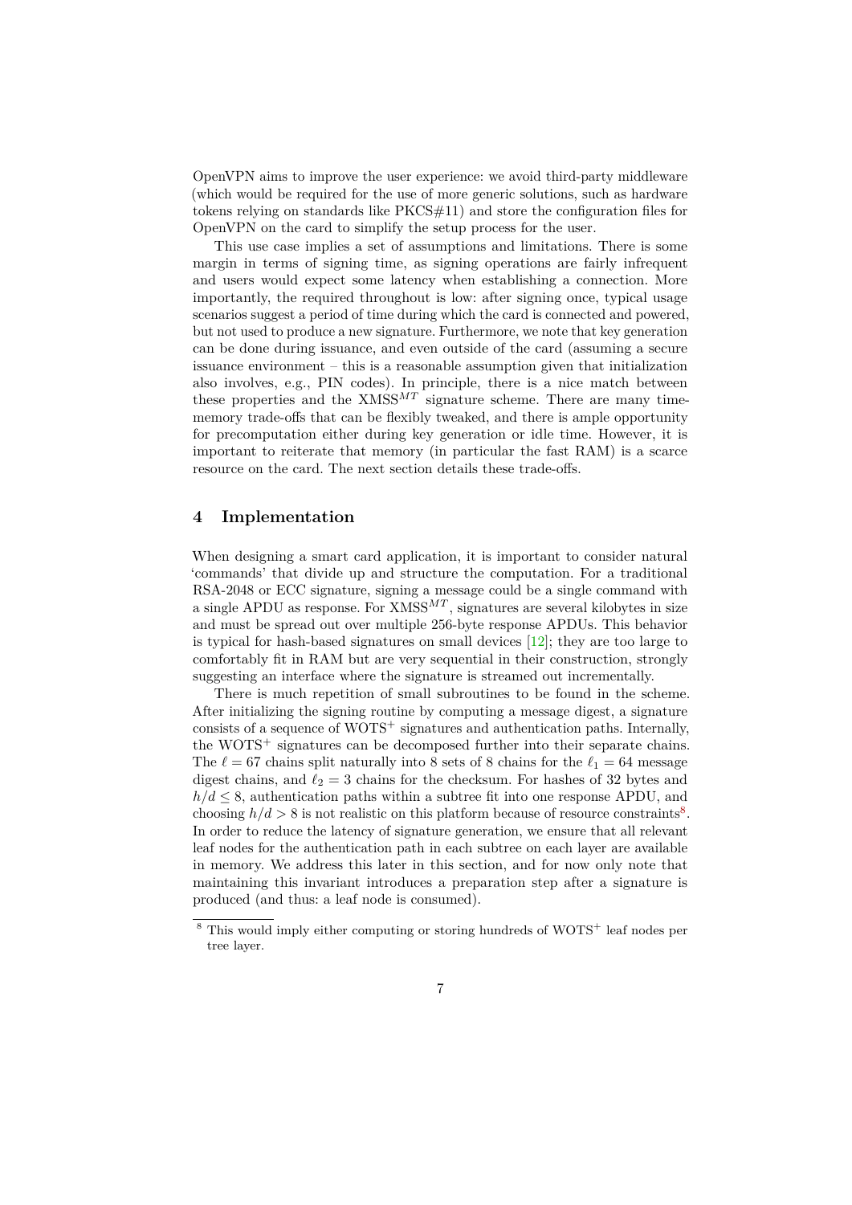OpenVPN aims to improve the user experience: we avoid third-party middleware (which would be required for the use of more generic solutions, such as hardware tokens relying on standards like PKCS#11) and store the configuration files for OpenVPN on the card to simplify the setup process for the user.

This use case implies a set of assumptions and limitations. There is some margin in terms of signing time, as signing operations are fairly infrequent and users would expect some latency when establishing a connection. More importantly, the required throughout is low: after signing once, typical usage scenarios suggest a period of time during which the card is connected and powered, but not used to produce a new signature. Furthermore, we note that key generation can be done during issuance, and even outside of the card (assuming a secure issuance environment – this is a reasonable assumption given that initialization also involves, e.g., PIN codes). In principle, there is a nice match between these properties and the XMSS$^{MT}$ signature scheme. There are many time-memory trade-offs that can be flexibly tweaked, and there is ample opportunity for precomputation either during key generation or idle time. However, it is important to reiterate that memory (in particular the fast RAM) is a scarce resource on the card. The next section details these trade-offs.

## 4 Implementation

When designing a smart card application, it is important to consider natural 'commands' that divide up and structure the computation. For a traditional RSA-2048 or ECC signature, signing a message could be a single command with a single APDU as response. For XMSS$^{MT}$, signatures are several kilobytes in size and must be spread out over multiple 256-byte response APDUs. This behavior is typical for hash-based signatures on small devices [12]; they are too large to comfortably fit in RAM but are very sequential in their construction, strongly suggesting an interface where the signature is streamed out incrementally.

There is much repetition of small subroutines to be found in the scheme. After initializing the signing routine by computing a message digest, a signature consists of a sequence of WOTS$^+$ signatures and authentication paths. Internally, the WOTS$^+$ signatures can be decomposed further into their separate chains. The $\ell = 67$ chains split naturally into 8 sets of 8 chains for the $\ell_1 = 64$ message digest chains, and $\ell_2 = 3$ chains for the checksum. For hashes of 32 bytes and $h/d \leq 8$, authentication paths within a subtree fit into one response APDU, and choosing $h/d > 8$ is not realistic on this platform because of resource constraints[8]. In order to reduce the latency of signature generation, we ensure that all relevant leaf nodes for the authentication path in each subtree on each layer are available in memory. We address this later in this section, and for now only note that maintaining this invariant introduces a preparation step after a signature is produced (and thus: a leaf node is consumed).

[8] This would imply either computing or storing hundreds of WOTS$^+$ leaf nodes per tree layer.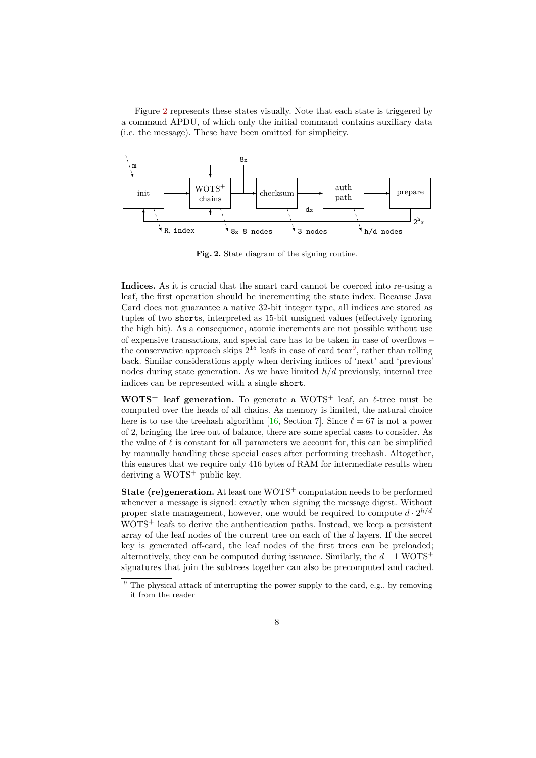Figure 2 represents these states visually. Note that each state is triggered by a command APDU, of which only the initial command contains auxiliary data (i.e. the message). These have been omitted for simplicity.

**Fig. 2.** State diagram of the signing routine.

**Indices.** As it is crucial that the smart card cannot be coerced into re-using a leaf, the first operation should be incrementing the state index. Because Java Card does not guarantee a native 32-bit integer type, all indices are stored as tuples of two `short`s, interpreted as 15-bit unsigned values (effectively ignoring the high bit). As a consequence, atomic increments are not possible without use of expensive transactions, and special care has to be taken in case of overflows – the conservative approach skips $2^{15}$ leafs in case of card tear[9], rather than rolling back. Similar considerations apply when deriving indices of 'next' and 'previous' nodes during state generation. As we have limited $h/d$ previously, internal tree indices can be represented with a single `short`.

**WOTS$^+$ leaf generation.** To generate a WOTS$^+$ leaf, an $\ell$-tree must be computed over the heads of all chains. As memory is limited, the natural choice here is to use the treehash algorithm [16, Section 7]. Since $\ell = 67$ is not a power of 2, bringing the tree out of balance, there are some special cases to consider. As the value of $\ell$ is constant for all parameters we account for, this can be simplified by manually handling these special cases after performing treehash. Altogether, this ensures that we require only 416 bytes of RAM for intermediate results when deriving a WOTS$^+$ public key.

**State (re)generation.** At least one WOTS$^+$ computation needs to be performed whenever a message is signed: exactly when signing the message digest. Without proper state management, however, one would be required to compute $d \cdot 2^{h/d}$ WOTS$^+$ leafs to derive the authentication paths. Instead, we keep a persistent array of the leaf nodes of the current tree on each of the $d$ layers. If the secret key is generated off-card, the leaf nodes of the first trees can be preloaded; alternatively, they can be computed during issuance. Similarly, the $d-1$ WOTS$^+$ signatures that join the subtrees together can also be precomputed and cached.

[9] The physical attack of interrupting the power supply to the card, e.g., by removing it from the reader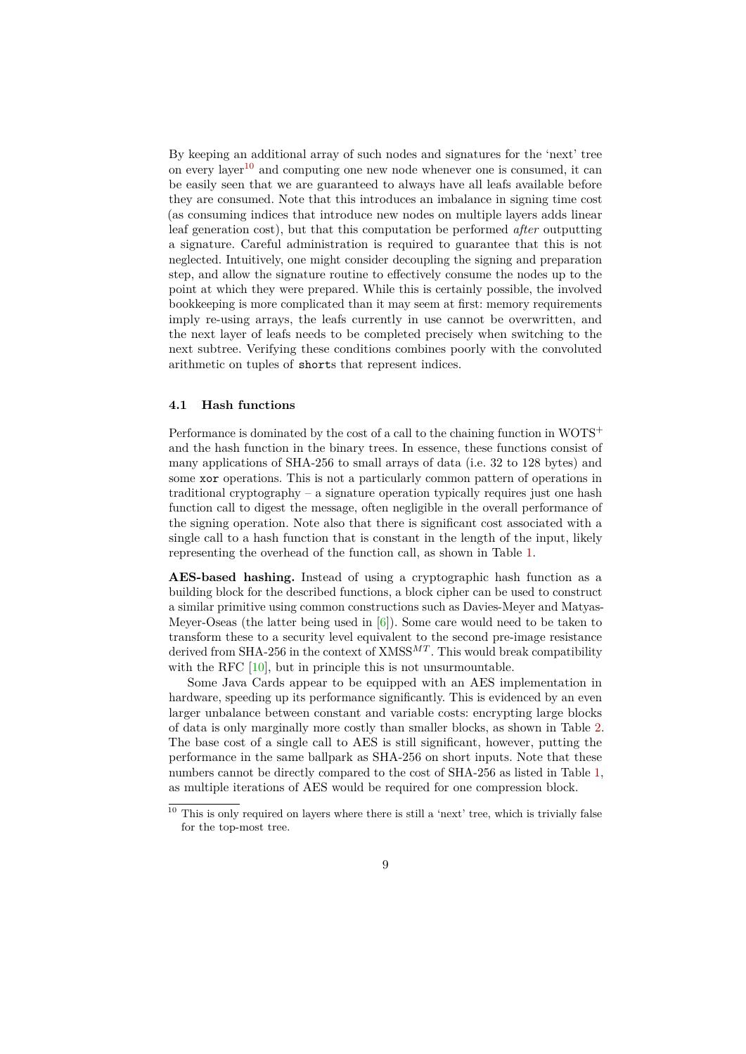By keeping an additional array of such nodes and signatures for the 'next' tree on every layer[10] and computing one new node whenever one is consumed, it can be easily seen that we are guaranteed to always have all leafs available before they are consumed. Note that this introduces an imbalance in signing time cost (as consuming indices that introduce new nodes on multiple layers adds linear leaf generation cost), but that this computation be performed *after* outputting a signature. Careful administration is required to guarantee that this is not neglected. Intuitively, one might consider decoupling the signing and preparation step, and allow the signature routine to effectively consume the nodes up to the point at which they were prepared. While this is certainly possible, the involved bookkeeping is more complicated than it may seem at first: memory requirements imply re-using arrays, the leafs currently in use cannot be overwritten, and the next layer of leafs needs to be completed precisely when switching to the next subtree. Verifying these conditions combines poorly with the convoluted arithmetic on tuples of `short`s that represent indices.

### 4.1 Hash functions

Performance is dominated by the cost of a call to the chaining function in WOTS$^+$ and the hash function in the binary trees. In essence, these functions consist of many applications of SHA-256 to small arrays of data (i.e. 32 to 128 bytes) and some `xor` operations. This is not a particularly common pattern of operations in traditional cryptography – a signature operation typically requires just one hash function call to digest the message, often negligible in the overall performance of the signing operation. Note also that there is significant cost associated with a single call to a hash function that is constant in the length of the input, likely representing the overhead of the function call, as shown in Table 1.

**AES-based hashing.** Instead of using a cryptographic hash function as a building block for the described functions, a block cipher can be used to construct a similar primitive using common constructions such as Davies-Meyer and Matyas-Meyer-Oseas (the latter being used in [6]). Some care would need to be taken to transform these to a security level equivalent to the second pre-image resistance derived from SHA-256 in the context of XMSS$^{MT}$. This would break compatibility with the RFC [10], but in principle this is not unsurmountable.

Some Java Cards appear to be equipped with an AES implementation in hardware, speeding up its performance significantly. This is evidenced by an even larger unbalance between constant and variable costs: encrypting large blocks of data is only marginally more costly than smaller blocks, as shown in Table 2. The base cost of a single call to AES is still significant, however, putting the performance in the same ballpark as SHA-256 on short inputs. Note that these numbers cannot be directly compared to the cost of SHA-256 as listed in Table 1, as multiple iterations of AES would be required for one compression block.

[10] This is only required on layers where there is still a 'next' tree, which is trivially false for the top-most tree.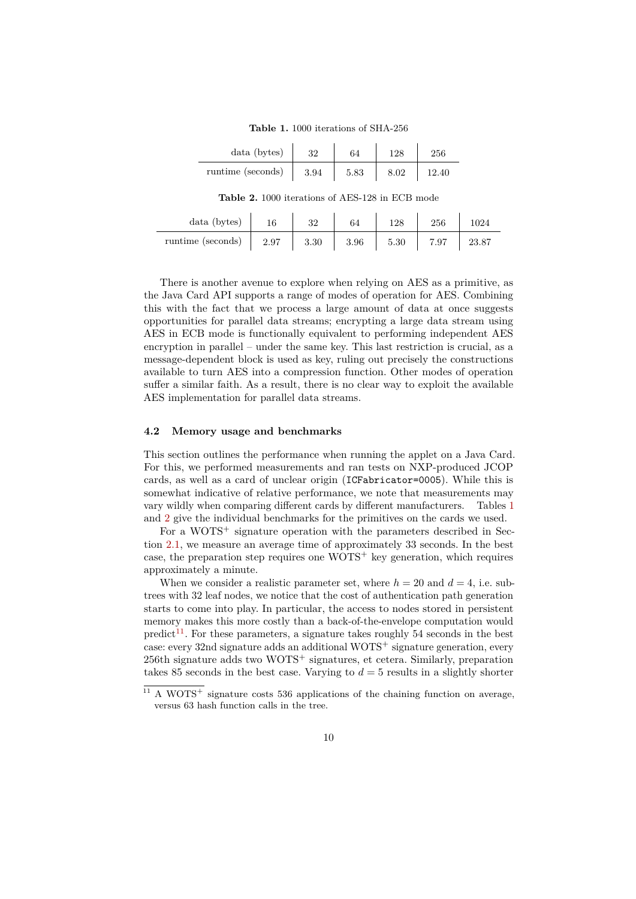**Table 1.** 1000 iterations of SHA-256

| data (bytes) | 32 | 64 | 128 | 256 |
|---|---|---|---|---|
| runtime (seconds) | 3.94 | 5.83 | 8.02 | 12.40 |

**Table 2.** 1000 iterations of AES-128 in ECB mode

| data (bytes) | 16 | 32 | 64 | 128 | 256 | 1024 |
|---|---|---|---|---|---|---|
| runtime (seconds) | 2.97 | 3.30 | 3.96 | 5.30 | 7.97 | 23.87 |

There is another avenue to explore when relying on AES as a primitive, as the Java Card API supports a range of modes of operation for AES. Combining this with the fact that we process a large amount of data at once suggests opportunities for parallel data streams; encrypting a large data stream using AES in ECB mode is functionally equivalent to performing independent AES encryption in parallel – under the same key. This last restriction is crucial, as a message-dependent block is used as key, ruling out precisely the constructions available to turn AES into a compression function. Other modes of operation suffer a similar faith. As a result, there is no clear way to exploit the available AES implementation for parallel data streams.

### 4.2 Memory usage and benchmarks

This section outlines the performance when running the applet on a Java Card. For this, we performed measurements and ran tests on NXP-produced JCOP cards, as well as a card of unclear origin (`ICFabricator=0005`). While this is somewhat indicative of relative performance, we note that measurements may vary wildly when comparing different cards by different manufacturers. Tables 1 and 2 give the individual benchmarks for the primitives on the cards we used.

For a WOTS$^+$ signature operation with the parameters described in Section 2.1, we measure an average time of approximately 33 seconds. In the best case, the preparation step requires one WOTS$^+$ key generation, which requires approximately a minute.

When we consider a realistic parameter set, where $h = 20$ and $d = 4$, i.e. subtrees with 32 leaf nodes, we notice that the cost of authentication path generation starts to come into play. In particular, the access to nodes stored in persistent memory makes this more costly than a back-of-the-envelope computation would predict[11]. For these parameters, a signature takes roughly 54 seconds in the best case: every 32nd signature adds an additional WOTS$^+$ signature generation, every 256th signature adds two WOTS$^+$ signatures, et cetera. Similarly, preparation takes 85 seconds in the best case. Varying to $d = 5$ results in a slightly shorter

[11] A WOTS$^+$ signature costs 536 applications of the chaining function on average, versus 63 hash function calls in the tree.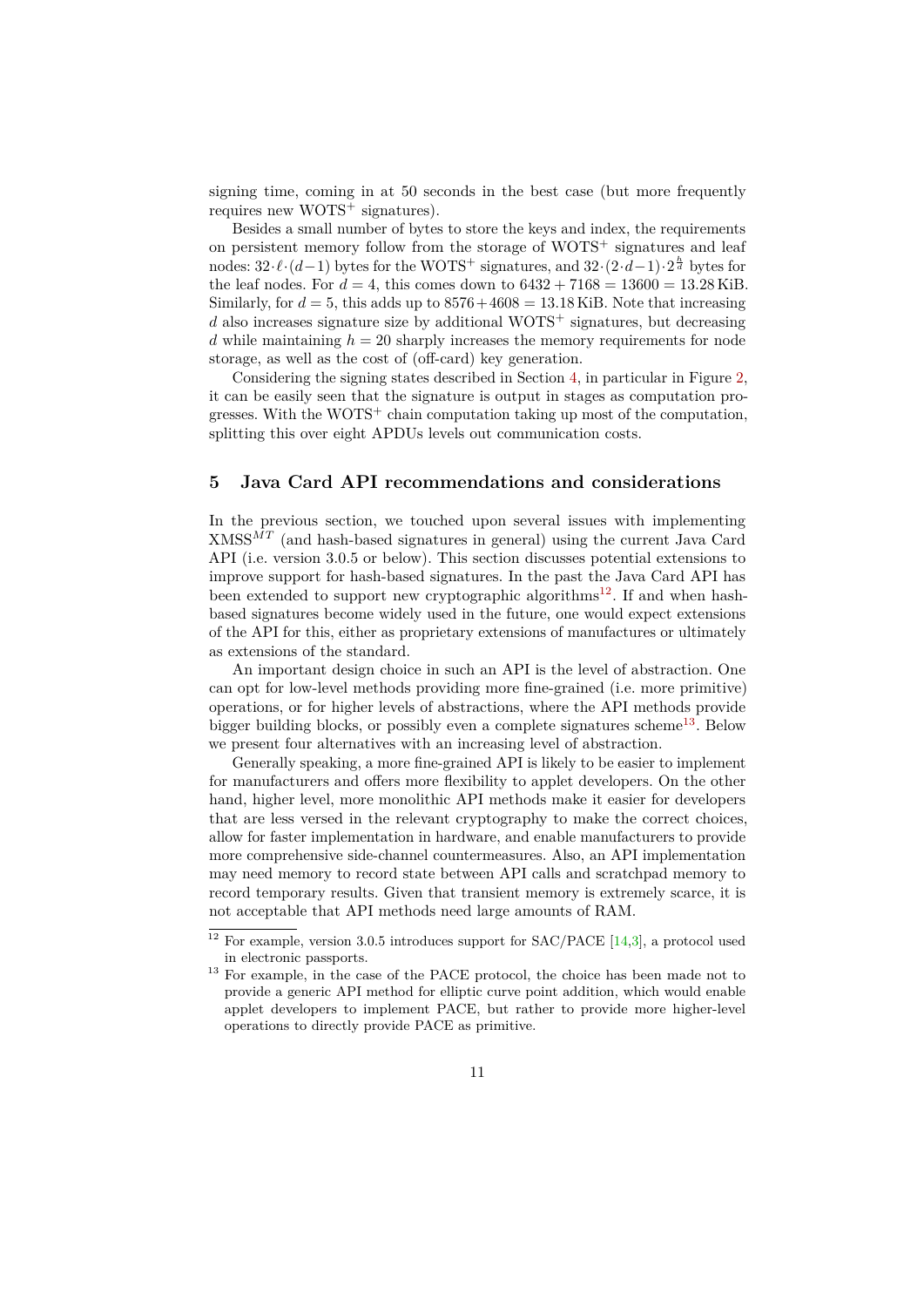signing time, coming in at 50 seconds in the best case (but more frequently requires new WOTS$^+$ signatures).

Besides a small number of bytes to store the keys and index, the requirements on persistent memory follow from the storage of WOTS$^+$ signatures and leaf nodes: $32 \cdot \ell \cdot (d-1)$ bytes for the WOTS$^+$ signatures, and $32 \cdot (2 \cdot d - 1) \cdot 2^{\frac{h}{d}}$ bytes for the leaf nodes. For $d = 4$, this comes down to $6432 + 7168 = 13600 = 13.28$ KiB. Similarly, for $d = 5$, this adds up to $8576 + 4608 = 13.18$ KiB. Note that increasing $d$ also increases signature size by additional WOTS$^+$ signatures, but decreasing $d$ while maintaining $h = 20$ sharply increases the memory requirements for node storage, as well as the cost of (off-card) key generation.

Considering the signing states described in Section 4, in particular in Figure 2, it can be easily seen that the signature is output in stages as computation progresses. With the WOTS$^+$ chain computation taking up most of the computation, splitting this over eight APDUs levels out communication costs.

## 5 Java Card API recommendations and considerations

In the previous section, we touched upon several issues with implementing XMSS$^{MT}$ (and hash-based signatures in general) using the current Java Card API (i.e. version 3.0.5 or below). This section discusses potential extensions to improve support for hash-based signatures. In the past the Java Card API has been extended to support new cryptographic algorithms[12]. If and when hash-based signatures become widely used in the future, one would expect extensions of the API for this, either as proprietary extensions of manufactures or ultimately as extensions of the standard.

An important design choice in such an API is the level of abstraction. One can opt for low-level methods providing more fine-grained (i.e. more primitive) operations, or for higher levels of abstractions, where the API methods provide bigger building blocks, or possibly even a complete signatures scheme[13]. Below we present four alternatives with an increasing level of abstraction.

Generally speaking, a more fine-grained API is likely to be easier to implement for manufacturers and offers more flexibility to applet developers. On the other hand, higher level, more monolithic API methods make it easier for developers that are less versed in the relevant cryptography to make the correct choices, allow for faster implementation in hardware, and enable manufacturers to provide more comprehensive side-channel countermeasures. Also, an API implementation may need memory to record state between API calls and scratchpad memory to record temporary results. Given that transient memory is extremely scarce, it is not acceptable that API methods need large amounts of RAM.

---

[12] For example, version 3.0.5 introduces support for SAC/PACE [14,3], a protocol used in electronic passports.

[13] For example, in the case of the PACE protocol, the choice has been made not to provide a generic API method for elliptic curve point addition, which would enable applet developers to implement PACE, but rather to provide more higher-level operations to directly provide PACE as primitive.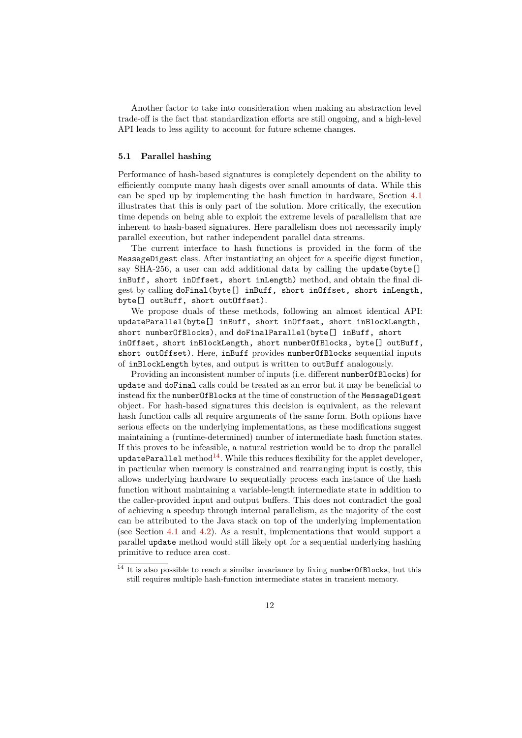Another factor to take into consideration when making an abstraction level trade-off is the fact that standardization efforts are still ongoing, and a high-level API leads to less agility to account for future scheme changes.

### 5.1 Parallel hashing

Performance of hash-based signatures is completely dependent on the ability to efficiently compute many hash digests over small amounts of data. While this can be sped up by implementing the hash function in hardware, Section 4.1 illustrates that this is only part of the solution. More critically, the execution time depends on being able to exploit the extreme levels of parallelism that are inherent to hash-based signatures. Here parallelism does not necessarily imply parallel execution, but rather independent parallel data streams.

The current interface to hash functions is provided in the form of the `MessageDigest` class. After instantiating an object for a specific digest function, say SHA-256, a user can add additional data by calling the `update(byte[] inBuff, short inOffset, short inLength)` method, and obtain the final digest by calling `doFinal(byte[] inBuff, short inOffset, short inLength, byte[] outBuff, short outOffset)`.

We propose duals of these methods, following an almost identical API: `updateParallel(byte[] inBuff, short inOffset, short inBlockLength, short numberOfBlocks)`, and `doFinalParallel(byte[] inBuff, short inOffset, short inBlockLength, short numberOfBlocks, byte[] outBuff, short outOffset)`. Here, `inBuff` provides `numberOfBlocks` sequential inputs of `inBlockLength` bytes, and output is written to `outBuff` analogously.

Providing an inconsistent number of inputs (i.e. different `numberOfBlocks`) for `update` and `doFinal` calls could be treated as an error but it may be beneficial to instead fix the `numberOfBlocks` at the time of construction of the `MessageDigest` object. For hash-based signatures this decision is equivalent, as the relevant hash function calls all require arguments of the same form. Both options have serious effects on the underlying implementations, as these modifications suggest maintaining a (runtime-determined) number of intermediate hash function states. If this proves to be infeasible, a natural restriction would be to drop the parallel `updateParallel` method[14]. While this reduces flexibility for the applet developer, in particular when memory is constrained and rearranging input is costly, this allows underlying hardware to sequentially process each instance of the hash function without maintaining a variable-length intermediate state in addition to the caller-provided input and output buffers. This does not contradict the goal of achieving a speedup through internal parallelism, as the majority of the cost can be attributed to the Java stack on top of the underlying implementation (see Section 4.1 and 4.2). As a result, implementations that would support a parallel `update` method would still likely opt for a sequential underlying hashing primitive to reduce area cost.

[14] It is also possible to reach a similar invariance by fixing `numberOfBlocks`, but this still requires multiple hash-function intermediate states in transient memory.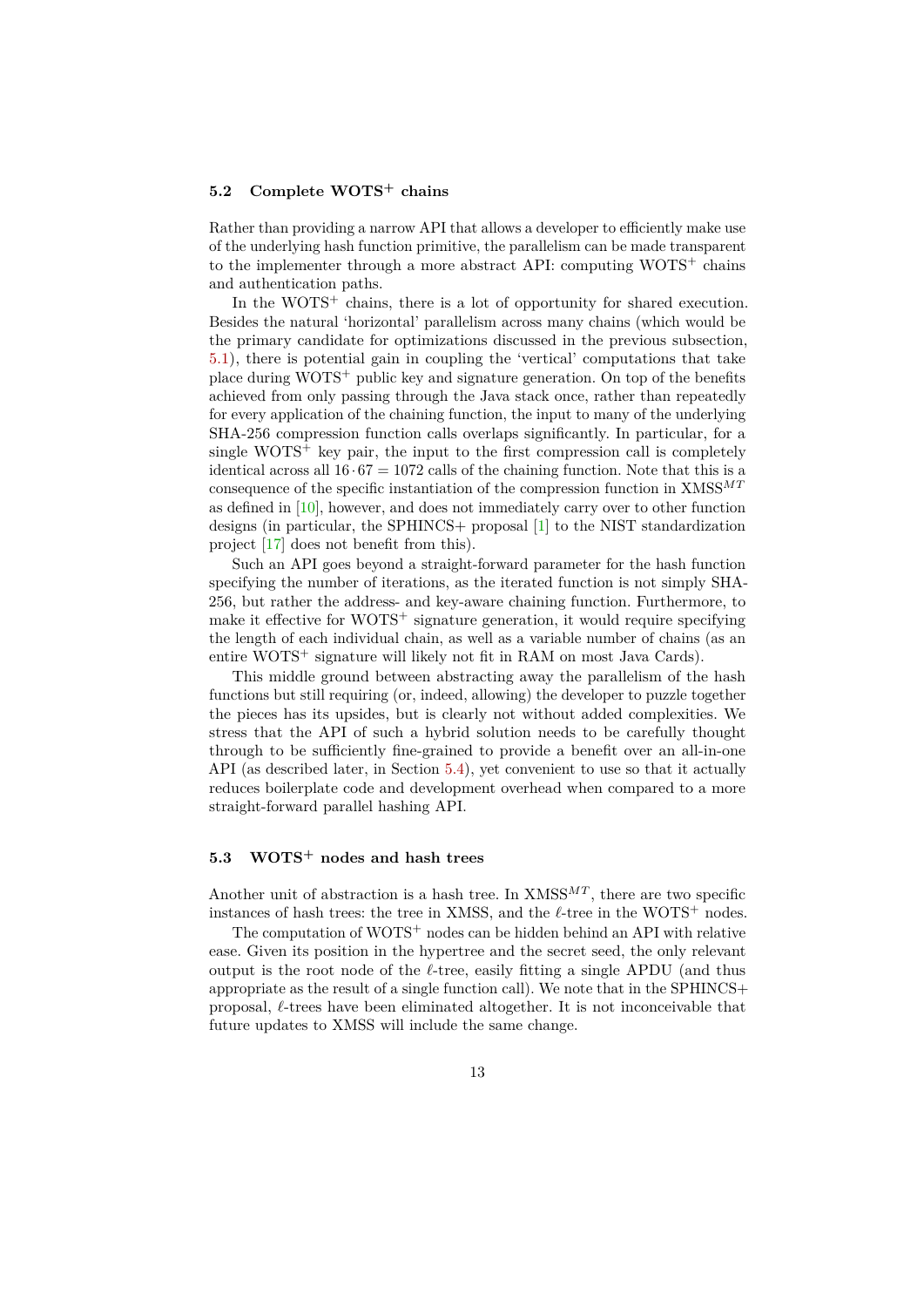### 5.2 Complete WOTS$^+$ chains

Rather than providing a narrow API that allows a developer to efficiently make use of the underlying hash function primitive, the parallelism can be made transparent to the implementer through a more abstract API: computing WOTS$^+$ chains and authentication paths.

In the WOTS$^+$ chains, there is a lot of opportunity for shared execution. Besides the natural 'horizontal' parallelism across many chains (which would be the primary candidate for optimizations discussed in the previous subsection, 5.1), there is potential gain in coupling the 'vertical' computations that take place during WOTS$^+$ public key and signature generation. On top of the benefits achieved from only passing through the Java stack once, rather than repeatedly for every application of the chaining function, the input to many of the underlying SHA-256 compression function calls overlaps significantly. In particular, for a single WOTS$^+$ key pair, the input to the first compression call is completely identical across all $16 \cdot 67 = 1072$ calls of the chaining function. Note that this is a consequence of the specific instantiation of the compression function in XMSS$^{MT}$ as defined in [10], however, and does not immediately carry over to other function designs (in particular, the SPHINCS+ proposal [1] to the NIST standardization project [17] does not benefit from this).

Such an API goes beyond a straight-forward parameter for the hash function specifying the number of iterations, as the iterated function is not simply SHA-256, but rather the address- and key-aware chaining function. Furthermore, to make it effective for WOTS$^+$ signature generation, it would require specifying the length of each individual chain, as well as a variable number of chains (as an entire WOTS$^+$ signature will likely not fit in RAM on most Java Cards).

This middle ground between abstracting away the parallelism of the hash functions but still requiring (or, indeed, allowing) the developer to puzzle together the pieces has its upsides, but is clearly not without added complexities. We stress that the API of such a hybrid solution needs to be carefully thought through to be sufficiently fine-grained to provide a benefit over an all-in-one API (as described later, in Section 5.4), yet convenient to use so that it actually reduces boilerplate code and development overhead when compared to a more straight-forward parallel hashing API.

### 5.3 WOTS$^+$ nodes and hash trees

Another unit of abstraction is a hash tree. In XMSS$^{MT}$, there are two specific instances of hash trees: the tree in XMSS, and the $\ell$-tree in the WOTS$^+$ nodes.

The computation of WOTS$^+$ nodes can be hidden behind an API with relative ease. Given its position in the hypertree and the secret seed, the only relevant output is the root node of the $\ell$-tree, easily fitting a single APDU (and thus appropriate as the result of a single function call). We note that in the SPHINCS+ proposal, $\ell$-trees have been eliminated altogether. It is not inconceivable that future updates to XMSS will include the same change.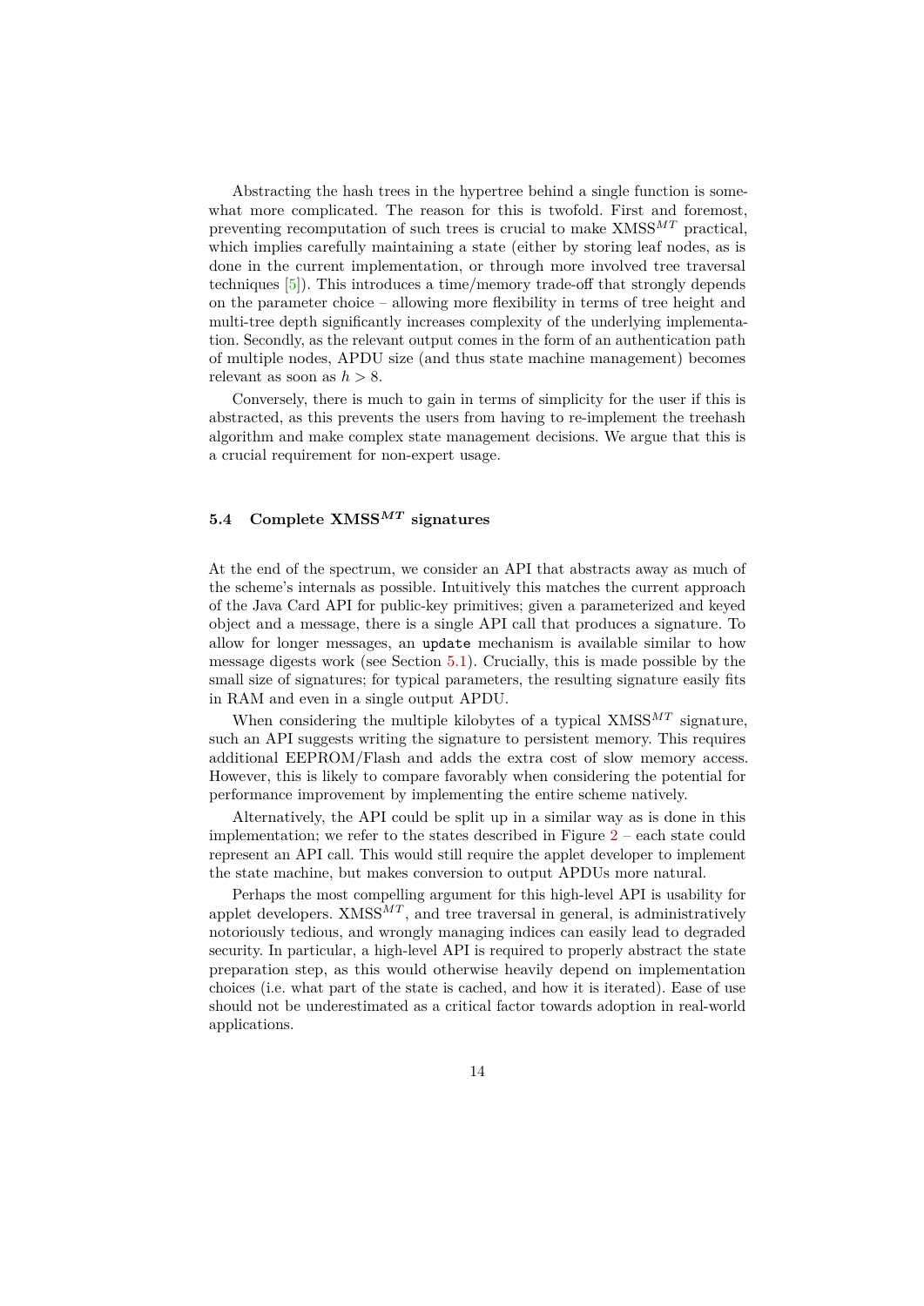Abstracting the hash trees in the hypertree behind a single function is somewhat more complicated. The reason for this is twofold. First and foremost, preventing recomputation of such trees is crucial to make XMSS$^{MT}$ practical, which implies carefully maintaining a state (either by storing leaf nodes, as is done in the current implementation, or through more involved tree traversal techniques [5]). This introduces a time/memory trade-off that strongly depends on the parameter choice – allowing more flexibility in terms of tree height and multi-tree depth significantly increases complexity of the underlying implementation. Secondly, as the relevant output comes in the form of an authentication path of multiple nodes, APDU size (and thus state machine management) becomes relevant as soon as $h > 8$.

Conversely, there is much to gain in terms of simplicity for the user if this is abstracted, as this prevents the users from having to re-implement the treehash algorithm and make complex state management decisions. We argue that this is a crucial requirement for non-expert usage.

### 5.4 Complete XMSS$^{MT}$ signatures

At the end of the spectrum, we consider an API that abstracts away as much of the scheme's internals as possible. Intuitively this matches the current approach of the Java Card API for public-key primitives; given a parameterized and keyed object and a message, there is a single API call that produces a signature. To allow for longer messages, an `update` mechanism is available similar to how message digests work (see Section 5.1). Crucially, this is made possible by the small size of signatures; for typical parameters, the resulting signature easily fits in RAM and even in a single output APDU.

When considering the multiple kilobytes of a typical XMSS$^{MT}$ signature, such an API suggests writing the signature to persistent memory. This requires additional EEPROM/Flash and adds the extra cost of slow memory access. However, this is likely to compare favorably when considering the potential for performance improvement by implementing the entire scheme natively.

Alternatively, the API could be split up in a similar way as is done in this implementation; we refer to the states described in Figure 2 – each state could represent an API call. This would still require the applet developer to implement the state machine, but makes conversion to output APDUs more natural.

Perhaps the most compelling argument for this high-level API is usability for applet developers. XMSS$^{MT}$, and tree traversal in general, is administratively notoriously tedious, and wrongly managing indices can easily lead to degraded security. In particular, a high-level API is required to properly abstract the state preparation step, as this would otherwise heavily depend on implementation choices (i.e. what part of the state is cached, and how it is iterated). Ease of use should not be underestimated as a critical factor towards adoption in real-world applications.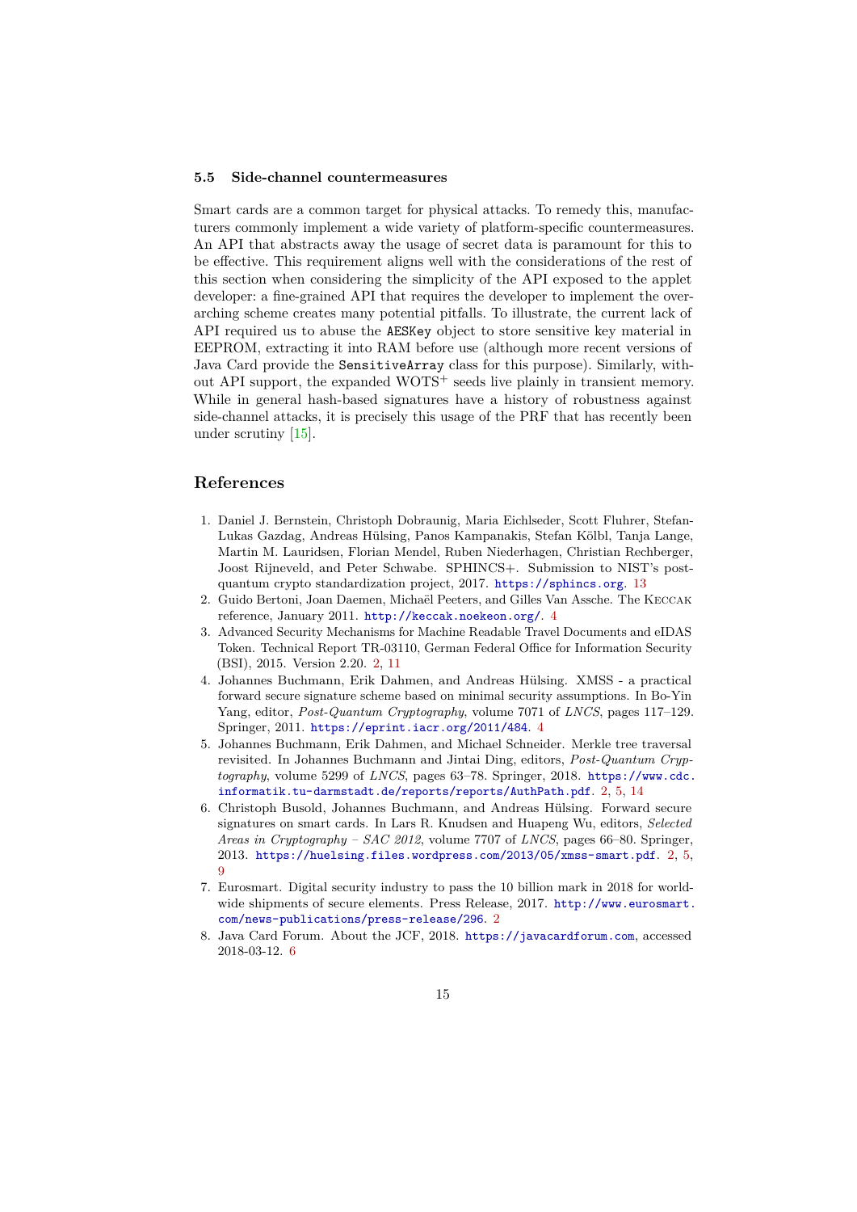### 5.5 Side-channel countermeasures

Smart cards are a common target for physical attacks. To remedy this, manufacturers commonly implement a wide variety of platform-specific countermeasures. An API that abstracts away the usage of secret data is paramount for this to be effective. This requirement aligns well with the considerations of the rest of this section when considering the simplicity of the API exposed to the applet developer: a fine-grained API that requires the developer to implement the overarching scheme creates many potential pitfalls. To illustrate, the current lack of API required us to abuse the `AESKey` object to store sensitive key material in EEPROM, extracting it into RAM before use (although more recent versions of Java Card provide the `SensitiveArray` class for this purpose). Similarly, without API support, the expanded WOTS$^+$ seeds live plainly in transient memory. While in general hash-based signatures have a history of robustness against side-channel attacks, it is precisely this usage of the PRF that has recently been under scrutiny [15].

## References

1. Daniel J. Bernstein, Christoph Dobraunig, Maria Eichlseder, Scott Fluhrer, Stefan-Lukas Gazdag, Andreas Hülsing, Panos Kampanakis, Stefan Kölbl, Tanja Lange, Martin M. Lauridsen, Florian Mendel, Ruben Niederhagen, Christian Rechberger, Joost Rijneveld, and Peter Schwabe. SPHINCS+. Submission to NIST's post-quantum crypto standardization project, 2017. https://sphincs.org. 13
2. Guido Bertoni, Joan Daemen, Michaël Peeters, and Gilles Van Assche. The Keccak reference, January 2011. http://keccak.noekeon.org/. 4
3. Advanced Security Mechanisms for Machine Readable Travel Documents and eIDAS Token. Technical Report TR-03110, German Federal Office for Information Security (BSI), 2015. Version 2.20. 2, 11
4. Johannes Buchmann, Erik Dahmen, and Andreas Hülsing. XMSS - a practical forward secure signature scheme based on minimal security assumptions. In Bo-Yin Yang, editor, *Post-Quantum Cryptography*, volume 7071 of *LNCS*, pages 117–129. Springer, 2011. https://eprint.iacr.org/2011/484. 4
5. Johannes Buchmann, Erik Dahmen, and Michael Schneider. Merkle tree traversal revisited. In Johannes Buchmann and Jintai Ding, editors, *Post-Quantum Cryptography*, volume 5299 of *LNCS*, pages 63–78. Springer, 2018. https://www.cdc.informatik.tu-darmstadt.de/reports/reports/AuthPath.pdf. 2, 5, 14
6. Christoph Busold, Johannes Buchmann, and Andreas Hülsing. Forward secure signatures on smart cards. In Lars R. Knudsen and Huapeng Wu, editors, *Selected Areas in Cryptography – SAC 2012*, volume 7707 of *LNCS*, pages 66–80. Springer, 2013. https://huelsing.files.wordpress.com/2013/05/xmss-smart.pdf. 2, 5, 9
7. Eurosmart. Digital security industry to pass the 10 billion mark in 2018 for worldwide shipments of secure elements. Press Release, 2017. http://www.eurosmart.com/news-publications/press-release/296. 2
8. Java Card Forum. About the JCF, 2018. https://javacardforum.com, accessed 2018-03-12. 6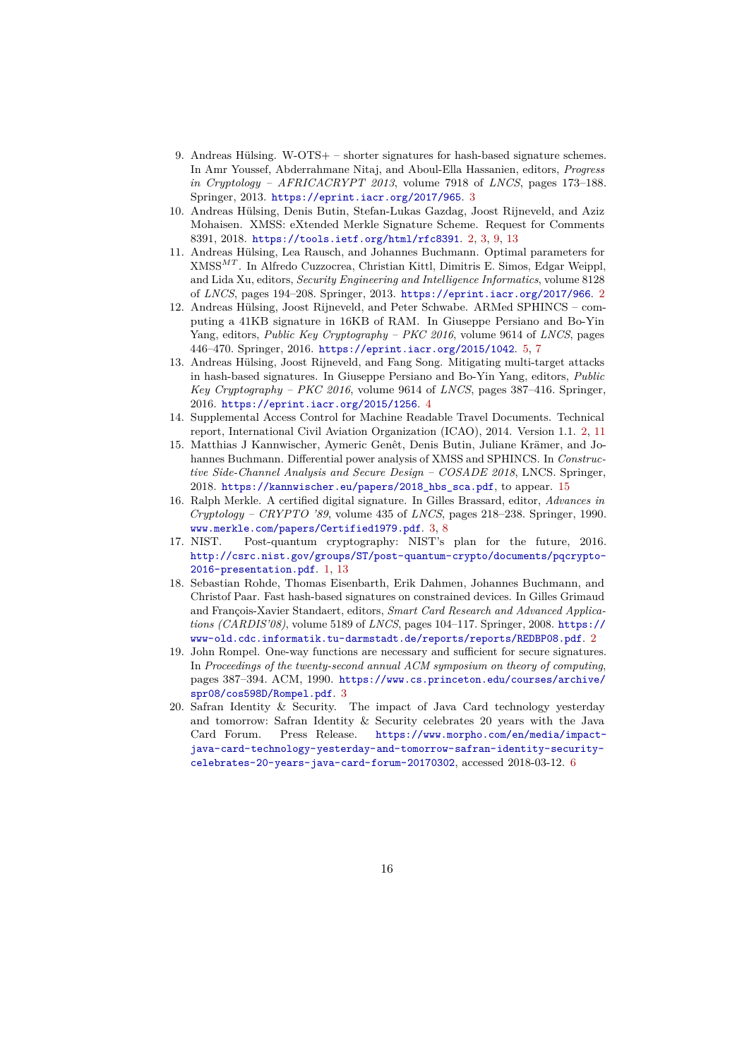9. Andreas Hülsing. W-OTS+ – shorter signatures for hash-based signature schemes. In Amr Youssef, Abderrahmane Nitaj, and Aboul-Ella Hassanien, editors, *Progress in Cryptology – AFRICACRYPT 2013*, volume 7918 of *LNCS*, pages 173–188. Springer, 2013. https://eprint.iacr.org/2017/965. 3
10. Andreas Hülsing, Denis Butin, Stefan-Lukas Gazdag, Joost Rijneveld, and Aziz Mohaisen. XMSS: eXtended Merkle Signature Scheme. Request for Comments 8391, 2018. https://tools.ietf.org/html/rfc8391. 2, 3, 9, 13
11. Andreas Hülsing, Lea Rausch, and Johannes Buchmann. Optimal parameters for XMSS$^{MT}$. In Alfredo Cuzzocrea, Christian Kittl, Dimitris E. Simos, Edgar Weippl, and Lida Xu, editors, *Security Engineering and Intelligence Informatics*, volume 8128 of *LNCS*, pages 194–208. Springer, 2013. https://eprint.iacr.org/2017/966. 2
12. Andreas Hülsing, Joost Rijneveld, and Peter Schwabe. ARMed SPHINCS – computing a 41KB signature in 16KB of RAM. In Giuseppe Persiano and Bo-Yin Yang, editors, *Public Key Cryptography – PKC 2016*, volume 9614 of *LNCS*, pages 446–470. Springer, 2016. https://eprint.iacr.org/2015/1042. 5, 7
13. Andreas Hülsing, Joost Rijneveld, and Fang Song. Mitigating multi-target attacks in hash-based signatures. In Giuseppe Persiano and Bo-Yin Yang, editors, *Public Key Cryptography – PKC 2016*, volume 9614 of *LNCS*, pages 387–416. Springer, 2016. https://eprint.iacr.org/2015/1256. 4
14. Supplemental Access Control for Machine Readable Travel Documents. Technical report, International Civil Aviation Organization (ICAO), 2014. Version 1.1. 2, 11
15. Matthias J Kannwischer, Aymeric Genêt, Denis Butin, Juliane Krämer, and Johannes Buchmann. Differential power analysis of XMSS and SPHINCS. In *Constructive Side-Channel Analysis and Secure Design – COSADE 2018*, LNCS. Springer, 2018. https://kannwischer.eu/papers/2018_hbs_sca.pdf, to appear. 15
16. Ralph Merkle. A certified digital signature. In Gilles Brassard, editor, *Advances in Cryptology – CRYPTO '89*, volume 435 of *LNCS*, pages 218–238. Springer, 1990. www.merkle.com/papers/Certified1979.pdf. 3, 8
17. NIST. Post-quantum cryptography: NIST's plan for the future, 2016. http://csrc.nist.gov/groups/ST/post-quantum-crypto/documents/pqcrypto-2016-presentation.pdf. 1, 13
18. Sebastian Rohde, Thomas Eisenbarth, Erik Dahmen, Johannes Buchmann, and Christof Paar. Fast hash-based signatures on constrained devices. In Gilles Grimaud and François-Xavier Standaert, editors, *Smart Card Research and Advanced Applications (CARDIS'08)*, volume 5189 of *LNCS*, pages 104–117. Springer, 2008. https://www-old.cdc.informatik.tu-darmstadt.de/reports/reports/REDBP08.pdf. 2
19. John Rompel. One-way functions are necessary and sufficient for secure signatures. In *Proceedings of the twenty-second annual ACM symposium on theory of computing*, pages 387–394. ACM, 1990. https://www.cs.princeton.edu/courses/archive/spr08/cos598D/Rompel.pdf. 3
20. Safran Identity & Security. The impact of Java Card technology yesterday and tomorrow: Safran Identity & Security celebrates 20 years with the Java Card Forum. Press Release. https://www.morpho.com/en/media/impact-java-card-technology-yesterday-and-tomorrow-safran-identity-security-celebrates-20-years-java-card-forum-20170302, accessed 2018-03-12. 6